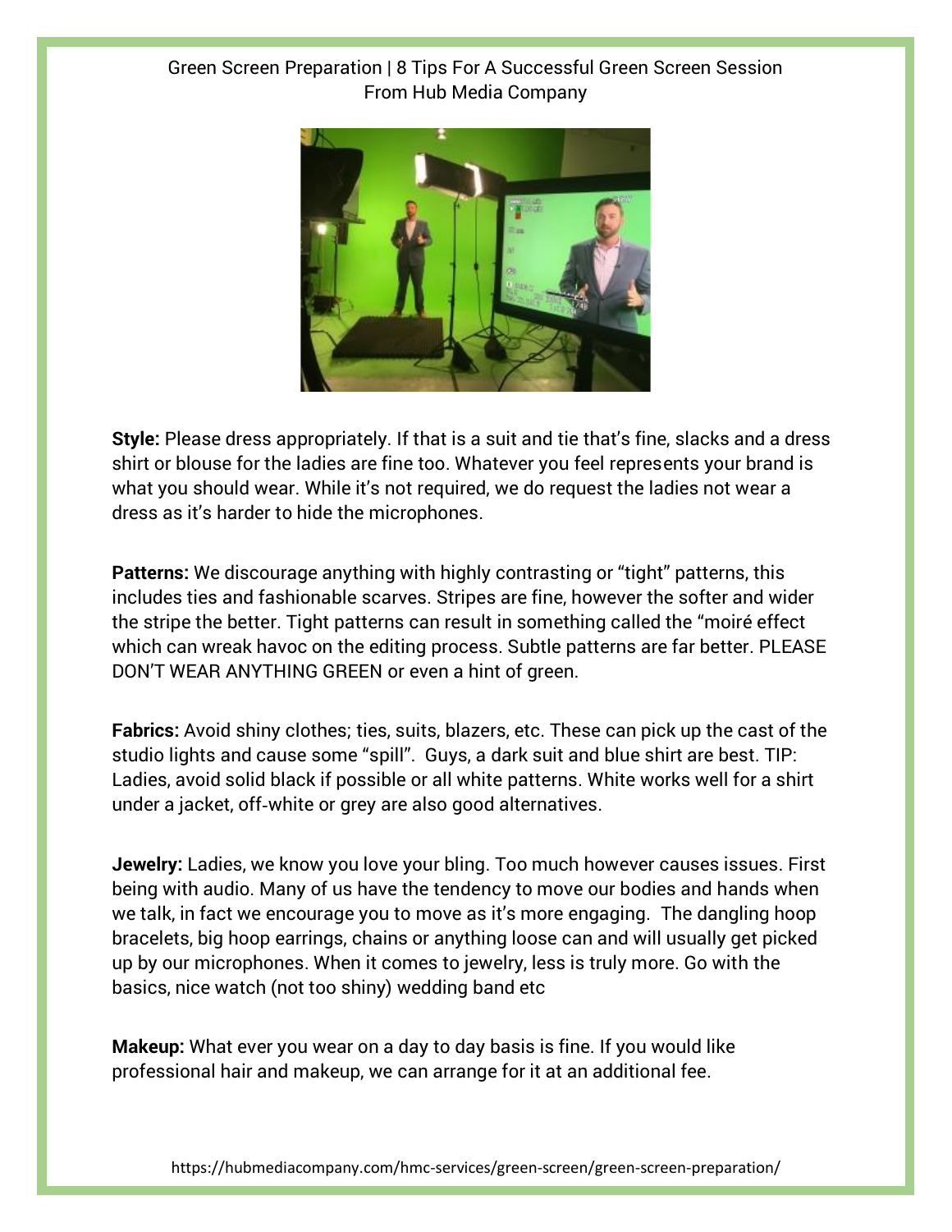# Green Screen Preparation | 8 Tips For A Successful Green Screen Session
From Hub Media Company

**Style:** Please dress appropriately. If that is a suit and tie that's fine, slacks and a dress shirt or blouse for the ladies are fine too. Whatever you feel represents your brand is what you should wear. While it's not required, we do request the ladies not wear a dress as it's harder to hide the microphones.

**Patterns:** We discourage anything with highly contrasting or "tight" patterns, this includes ties and fashionable scarves. Stripes are fine, however the softer and wider the stripe the better. Tight patterns can result in something called the "moiré effect which can wreak havoc on the editing process. Subtle patterns are far better. PLEASE DON'T WEAR ANYTHING GREEN or even a hint of green.

**Fabrics:** Avoid shiny clothes; ties, suits, blazers, etc. These can pick up the cast of the studio lights and cause some "spill". Guys, a dark suit and blue shirt are best. TIP: Ladies, avoid solid black if possible or all white patterns. White works well for a shirt under a jacket, off-white or grey are also good alternatives.

**Jewelry:** Ladies, we know you love your bling. Too much however causes issues. First being with audio. Many of us have the tendency to move our bodies and hands when we talk, in fact we encourage you to move as it's more engaging. The dangling hoop bracelets, big hoop earrings, chains or anything loose can and will usually get picked up by our microphones. When it comes to jewelry, less is truly more. Go with the basics, nice watch (not too shiny) wedding band etc

**Makeup:** What ever you wear on a day to day basis is fine. If you would like professional hair and makeup, we can arrange for it at an additional fee.

https://hubmediacompany.com/hmc-services/green-screen/green-screen-preparation/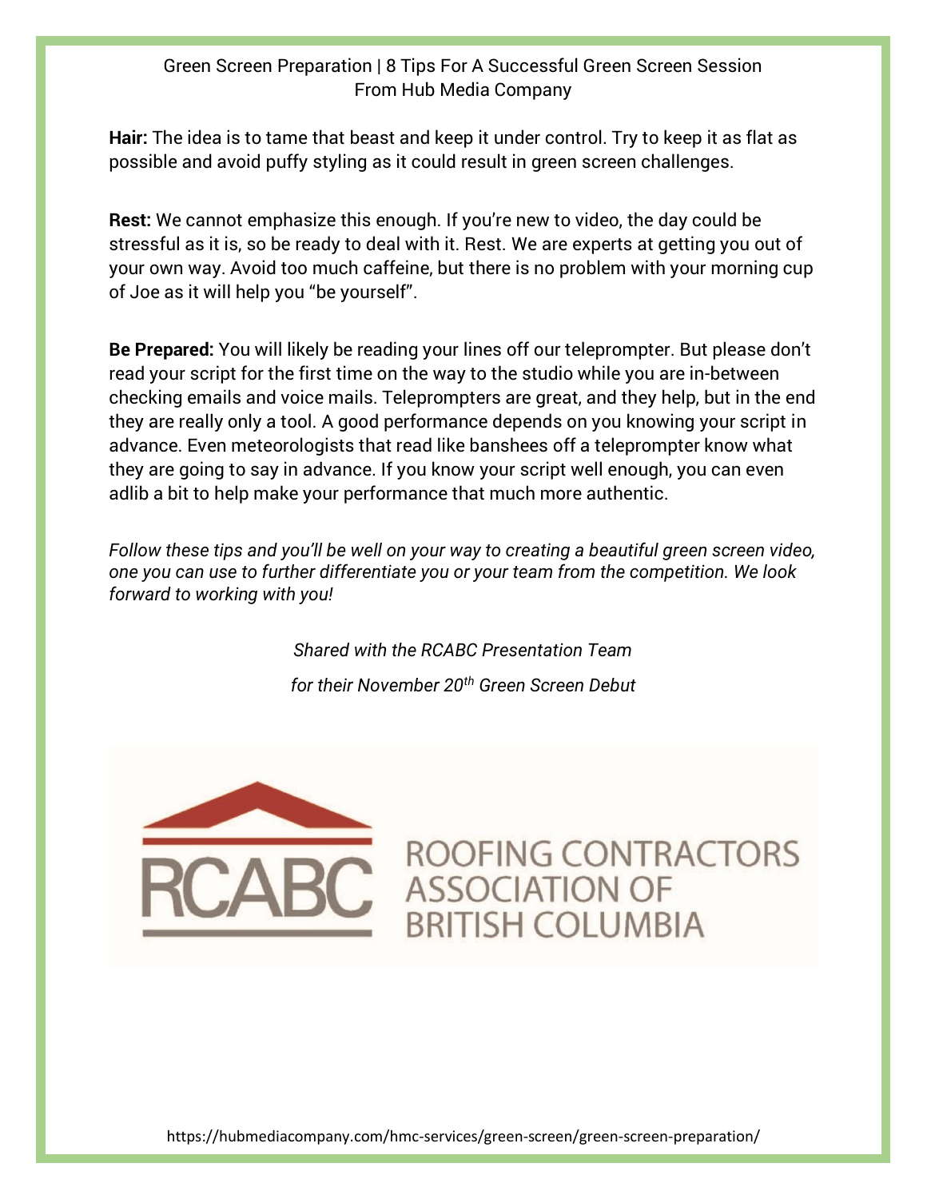Green Screen Preparation | 8 Tips For A Successful Green Screen Session
From Hub Media Company

**Hair:** The idea is to tame that beast and keep it under control. Try to keep it as flat as possible and avoid puffy styling as it could result in green screen challenges.

**Rest:** We cannot emphasize this enough. If you're new to video, the day could be stressful as it is, so be ready to deal with it. Rest. We are experts at getting you out of your own way. Avoid too much caffeine, but there is no problem with your morning cup of Joe as it will help you "be yourself".

**Be Prepared:** You will likely be reading your lines off our teleprompter. But please don't read your script for the first time on the way to the studio while you are in-between checking emails and voice mails. Teleprompters are great, and they help, but in the end they are really only a tool. A good performance depends on you knowing your script in advance. Even meteorologists that read like banshees off a teleprompter know what they are going to say in advance. If you know your script well enough, you can even adlib a bit to help make your performance that much more authentic.

*Follow these tips and you'll be well on your way to creating a beautiful green screen video, one you can use to further differentiate you or your team from the competition. We look forward to working with you!*

*Shared with the RCABC Presentation Team*

*for their November 20th Green Screen Debut*

RCABC ROOFING CONTRACTORS ASSOCIATION OF BRITISH COLUMBIA

https://hubmediacompany.com/hmc-services/green-screen/green-screen-preparation/